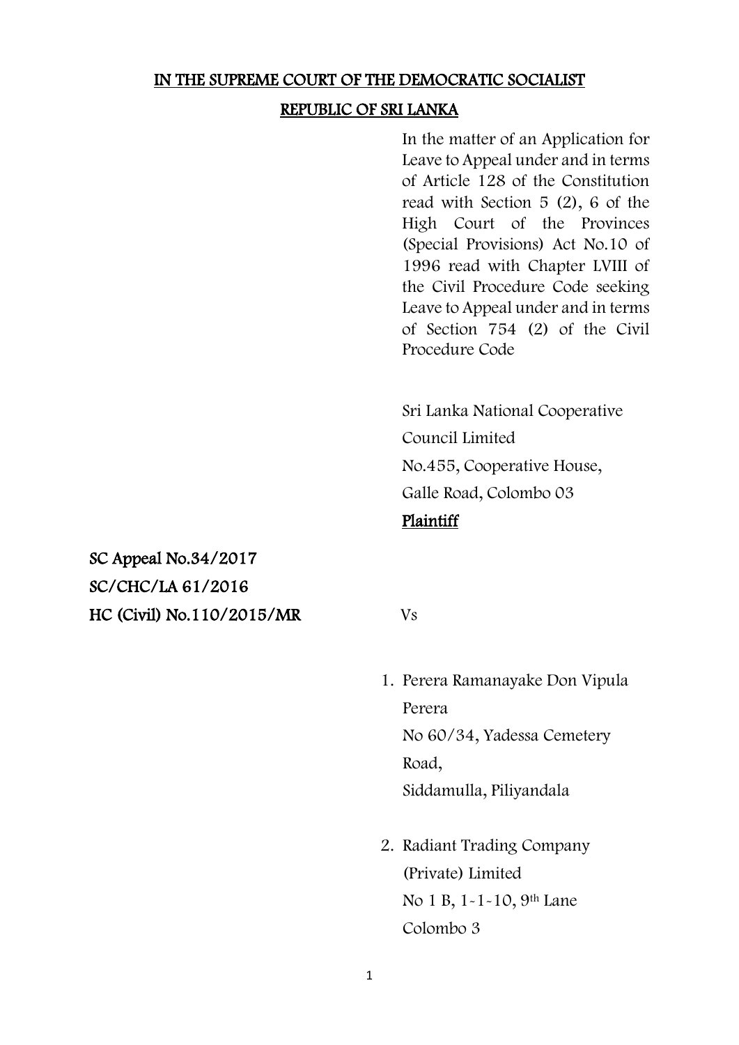**IN THE SUPREME COURT OF THE DEMOCRATIC SOCIALIST REPUBLIC OF SRI LANKA**

In the matter of an Application for Leave to Appeal under and in terms of Article 128 of the Constitution read with Section 5 (2), 6 of the High Court of the Provinces (Special Provisions) Act No.10 of 1996 read with Chapter LVIII of the Civil Procedure Code seeking Leave to Appeal under and in terms of Section 754 (2) of the Civil Procedure Code

Sri Lanka National Cooperative Council Limited
No.455, Cooperative House,
Galle Road, Colombo 03

**Plaintiff**

**SC Appeal No.34/2017**
**SC/CHC/LA 61/2016**
**HC (Civil) No.110/2015/MR**

Vs

1. Perera Ramanayake Don Vipula Perera
   No 60/34, Yadessa Cemetery Road,
   Siddamulla, Piliyandala

2. Radiant Trading Company (Private) Limited
   No 1 B, 1-1-10, 9th Lane
   Colombo 3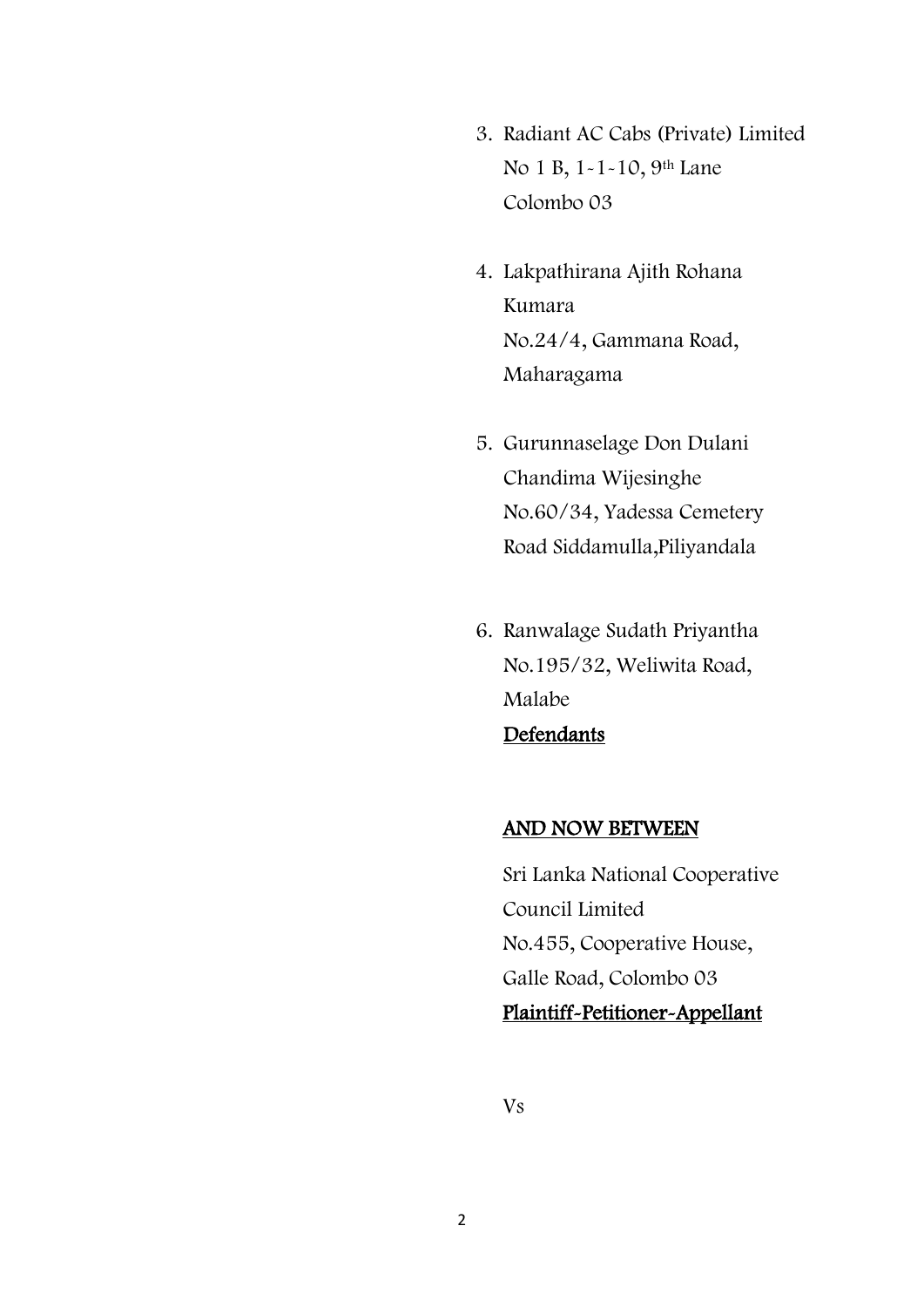3. Radiant AC Cabs (Private) Limited
   No 1 B, 1-1-10, 9th Lane
   Colombo 03

4. Lakpathirana Ajith Rohana
   Kumara
   No.24/4, Gammana Road,
   Maharagama

5. Gurunnaselage Don Dulani
   Chandima Wijesinghe
   No.60/34, Yadessa Cemetery
   Road Siddamulla,Piliyandala

6. Ranwalage Sudath Priyantha
   No.195/32, Weliwita Road,
   Malabe
   **Defendants**

**AND NOW BETWEEN**

Sri Lanka National Cooperative
Council Limited
No.455, Cooperative House,
Galle Road, Colombo 03
**Plaintiff-Petitioner-Appellant**

Vs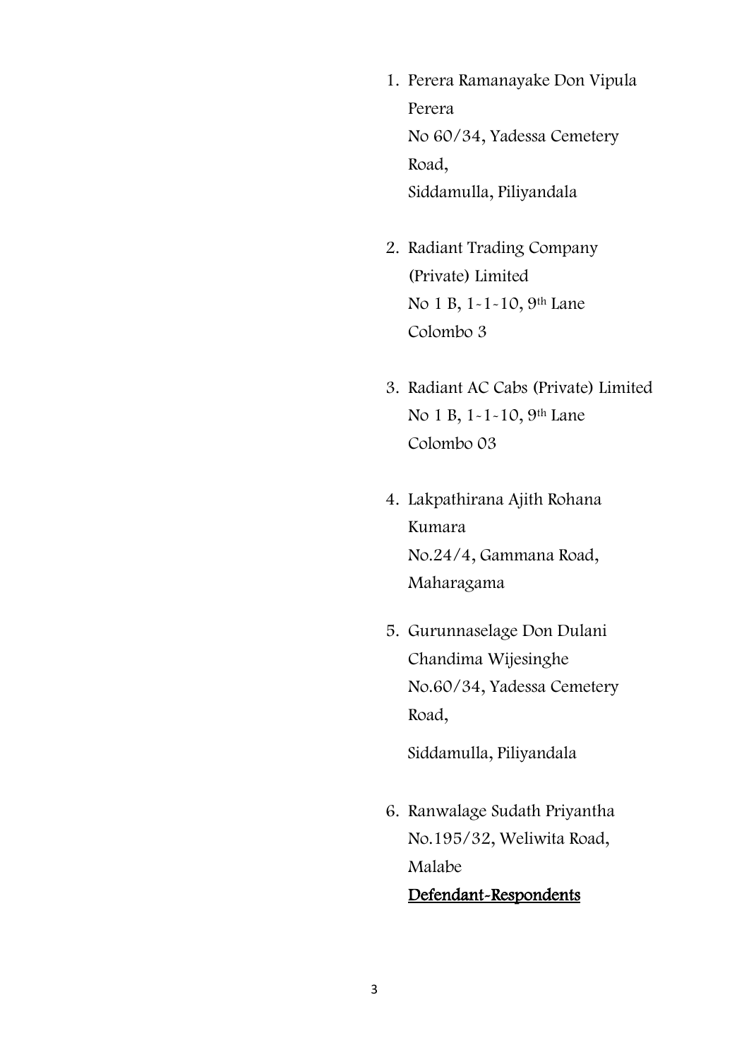1. Perera Ramanayake Don Vipula Perera
   No 60/34, Yadessa Cemetery Road,
   Siddamulla, Piliyandala

2. Radiant Trading Company (Private) Limited
   No 1 B, 1-1-10, 9th Lane
   Colombo 3

3. Radiant AC Cabs (Private) Limited
   No 1 B, 1-1-10, 9th Lane
   Colombo 03

4. Lakpathirana Ajith Rohana Kumara
   No.24/4, Gammana Road,
   Maharagama

5. Gurunnaselage Don Dulani Chandima Wijesinghe
   No.60/34, Yadessa Cemetery Road,

   Siddamulla, Piliyandala

6. Ranwalage Sudath Priyantha
   No.195/32, Weliwita Road,
   Malabe
   <u>Defendant-Respondents</u>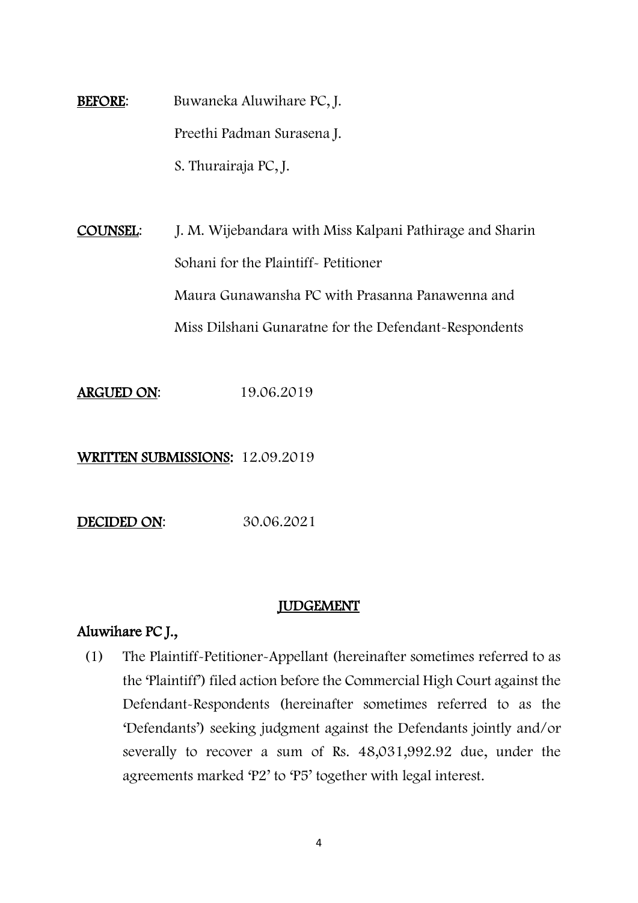**BEFORE**: Buwaneka Aluwihare PC, J.

Preethi Padman Surasena J.

S. Thurairaja PC, J.

**COUNSEL**: J. M. Wijebandara with Miss Kalpani Pathirage and Sharin Sohani for the Plaintiff- Petitioner

Maura Gunawansha PC with Prasanna Panawenna and Miss Dilshani Gunaratne for the Defendant-Respondents

**ARGUED ON**: 19.06.2019

**WRITTEN SUBMISSIONS**: 12.09.2019

**DECIDED ON**: 30.06.2021

## JUDGEMENT

**Aluwihare PC J.,**

(1) The Plaintiff-Petitioner-Appellant (hereinafter sometimes referred to as the 'Plaintiff') filed action before the Commercial High Court against the Defendant-Respondents (hereinafter sometimes referred to as the 'Defendants') seeking judgment against the Defendants jointly and/or severally to recover a sum of Rs. 48,031,992.92 due, under the agreements marked 'P2' to 'P5' together with legal interest.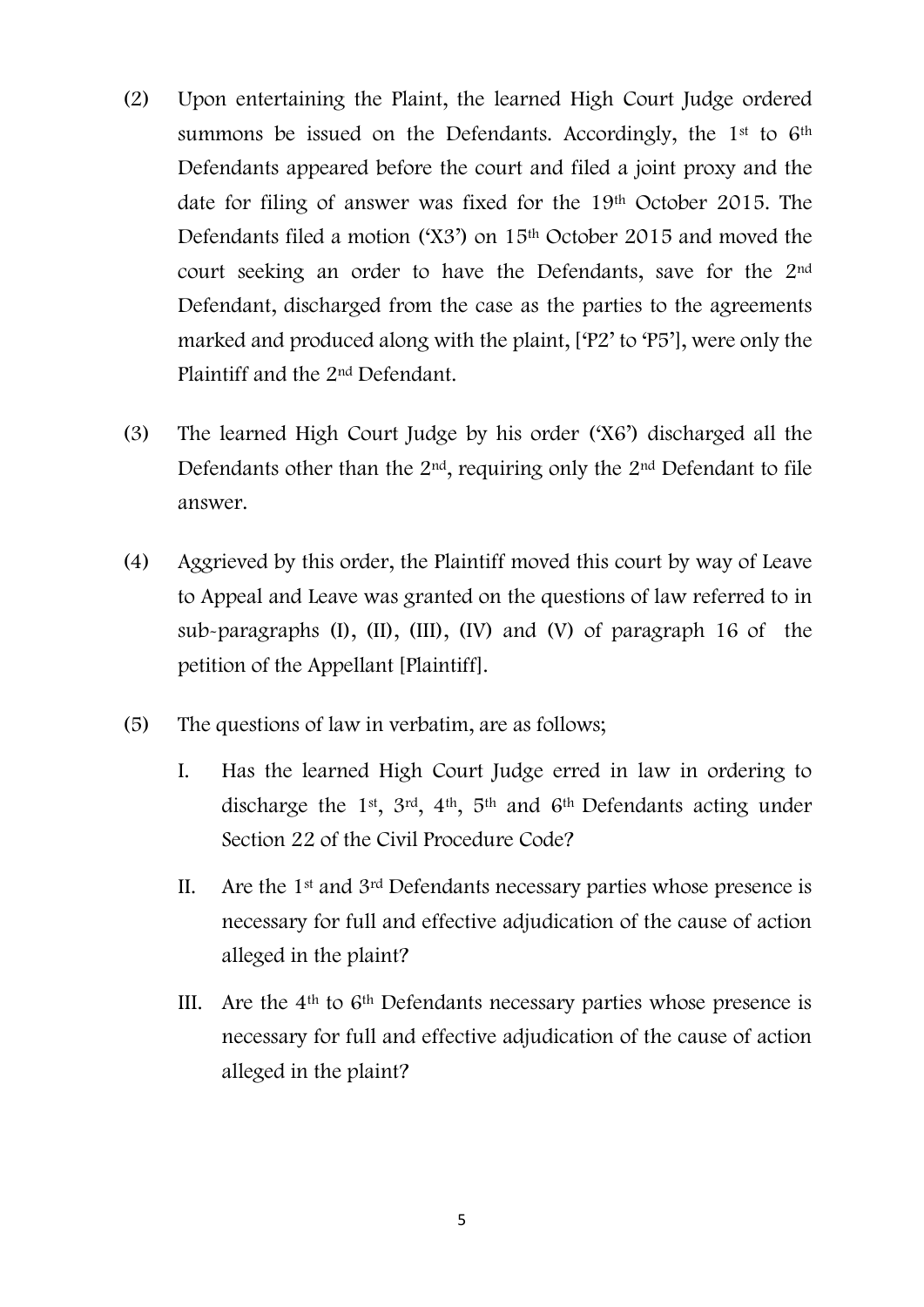(2) Upon entertaining the Plaint, the learned High Court Judge ordered summons be issued on the Defendants. Accordingly, the 1st to 6th Defendants appeared before the court and filed a joint proxy and the date for filing of answer was fixed for the 19th October 2015. The Defendants filed a motion ('X3') on 15th October 2015 and moved the court seeking an order to have the Defendants, save for the 2nd Defendant, discharged from the case as the parties to the agreements marked and produced along with the plaint, ['P2' to 'P5'], were only the Plaintiff and the 2nd Defendant.

(3) The learned High Court Judge by his order ('X6') discharged all the Defendants other than the 2nd, requiring only the 2nd Defendant to file answer.

(4) Aggrieved by this order, the Plaintiff moved this court by way of Leave to Appeal and Leave was granted on the questions of law referred to in sub-paragraphs (I), (II), (III), (IV) and (V) of paragraph 16 of the petition of the Appellant [Plaintiff].

(5) The questions of law in verbatim, are as follows;

I. Has the learned High Court Judge erred in law in ordering to discharge the 1st, 3rd, 4th, 5th and 6th Defendants acting under Section 22 of the Civil Procedure Code?

II. Are the 1st and 3rd Defendants necessary parties whose presence is necessary for full and effective adjudication of the cause of action alleged in the plaint?

III. Are the 4th to 6th Defendants necessary parties whose presence is necessary for full and effective adjudication of the cause of action alleged in the plaint?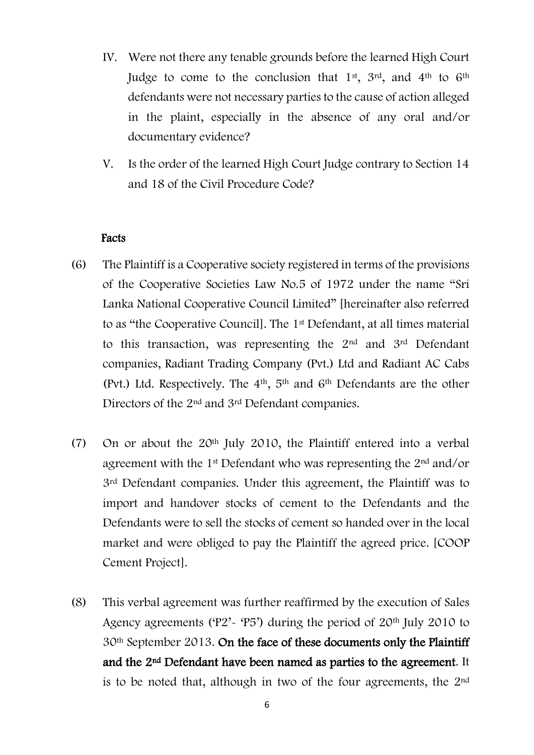IV. Were not there any tenable grounds before the learned High Court Judge to come to the conclusion that 1st, 3rd, and 4th to 6th defendants were not necessary parties to the cause of action alleged in the plaint, especially in the absence of any oral and/or documentary evidence?

V. Is the order of the learned High Court Judge contrary to Section 14 and 18 of the Civil Procedure Code?

**Facts**

(6) The Plaintiff is a Cooperative society registered in terms of the provisions of the Cooperative Societies Law No.5 of 1972 under the name "Sri Lanka National Cooperative Council Limited" [hereinafter also referred to as "the Cooperative Council]. The 1st Defendant, at all times material to this transaction, was representing the 2nd and 3rd Defendant companies, Radiant Trading Company (Pvt.) Ltd and Radiant AC Cabs (Pvt.) Ltd. Respectively. The 4th, 5th and 6th Defendants are the other Directors of the 2nd and 3rd Defendant companies.

(7) On or about the 20th July 2010, the Plaintiff entered into a verbal agreement with the 1st Defendant who was representing the 2nd and/or 3rd Defendant companies. Under this agreement, the Plaintiff was to import and handover stocks of cement to the Defendants and the Defendants were to sell the stocks of cement so handed over in the local market and were obliged to pay the Plaintiff the agreed price. [COOP Cement Project].

(8) This verbal agreement was further reaffirmed by the execution of Sales Agency agreements ('P2'- 'P5') during the period of 20th July 2010 to 30th September 2013. **On the face of these documents only the Plaintiff and the 2nd Defendant have been named as parties to the agreement**. It is to be noted that, although in two of the four agreements, the 2nd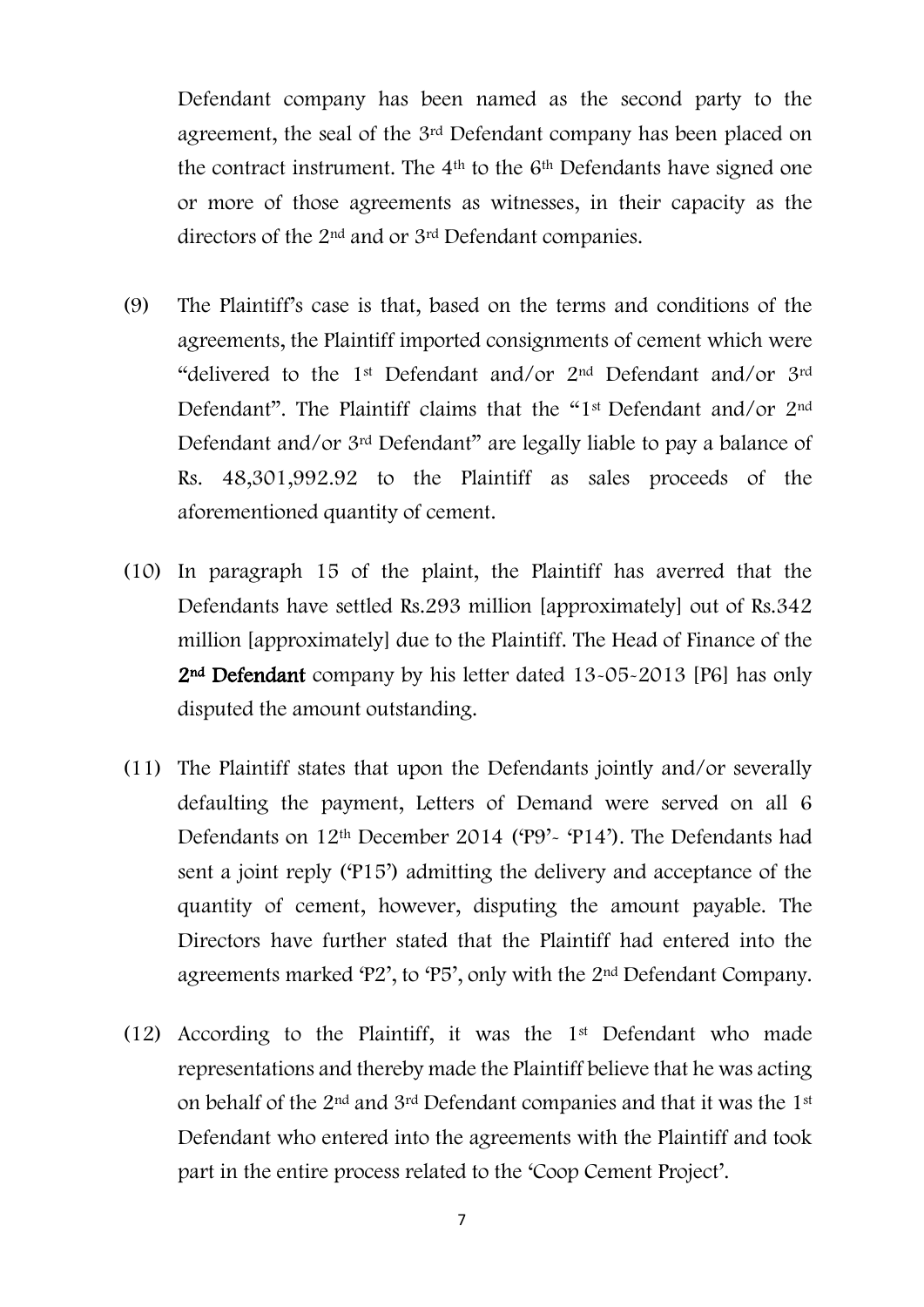Defendant company has been named as the second party to the agreement, the seal of the 3rd Defendant company has been placed on the contract instrument. The 4th to the 6th Defendants have signed one or more of those agreements as witnesses, in their capacity as the directors of the 2nd and or 3rd Defendant companies.

(9) The Plaintiff's case is that, based on the terms and conditions of the agreements, the Plaintiff imported consignments of cement which were "delivered to the 1st Defendant and/or 2nd Defendant and/or 3rd Defendant". The Plaintiff claims that the "1st Defendant and/or 2nd Defendant and/or 3rd Defendant" are legally liable to pay a balance of Rs. 48,301,992.92 to the Plaintiff as sales proceeds of the aforementioned quantity of cement.

(10) In paragraph 15 of the plaint, the Plaintiff has averred that the Defendants have settled Rs.293 million [approximately] out of Rs.342 million [approximately] due to the Plaintiff. The Head of Finance of the **2nd Defendant** company by his letter dated 13-05-2013 [P6] has only disputed the amount outstanding.

(11) The Plaintiff states that upon the Defendants jointly and/or severally defaulting the payment, Letters of Demand were served on all 6 Defendants on 12th December 2014 ('P9'- 'P14'). The Defendants had sent a joint reply ('P15') admitting the delivery and acceptance of the quantity of cement, however, disputing the amount payable. The Directors have further stated that the Plaintiff had entered into the agreements marked 'P2', to 'P5', only with the 2nd Defendant Company.

(12) According to the Plaintiff, it was the 1st Defendant who made representations and thereby made the Plaintiff believe that he was acting on behalf of the 2nd and 3rd Defendant companies and that it was the 1st Defendant who entered into the agreements with the Plaintiff and took part in the entire process related to the 'Coop Cement Project'.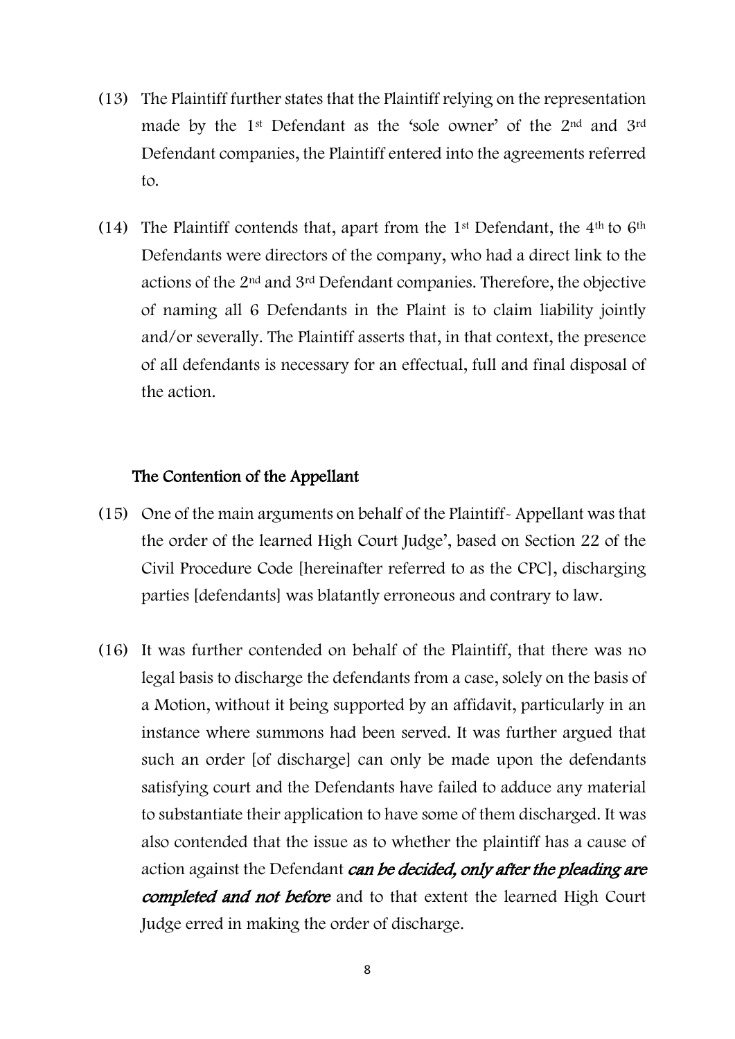(13) The Plaintiff further states that the Plaintiff relying on the representation made by the 1st Defendant as the 'sole owner' of the 2nd and 3rd Defendant companies, the Plaintiff entered into the agreements referred to.

(14) The Plaintiff contends that, apart from the 1st Defendant, the 4th to 6th Defendants were directors of the company, who had a direct link to the actions of the 2nd and 3rd Defendant companies. Therefore, the objective of naming all 6 Defendants in the Plaint is to claim liability jointly and/or severally. The Plaintiff asserts that, in that context, the presence of all defendants is necessary for an effectual, full and final disposal of the action.

### The Contention of the Appellant

(15) One of the main arguments on behalf of the Plaintiff- Appellant was that the order of the learned High Court Judge', based on Section 22 of the Civil Procedure Code [hereinafter referred to as the CPC], discharging parties [defendants] was blatantly erroneous and contrary to law.

(16) It was further contended on behalf of the Plaintiff, that there was no legal basis to discharge the defendants from a case, solely on the basis of a Motion, without it being supported by an affidavit, particularly in an instance where summons had been served. It was further argued that such an order [of discharge] can only be made upon the defendants satisfying court and the Defendants have failed to adduce any material to substantiate their application to have some of them discharged. It was also contended that the issue as to whether the plaintiff has a cause of action against the Defendant ***can be decided, only after the pleading are completed and not before*** and to that extent the learned High Court Judge erred in making the order of discharge.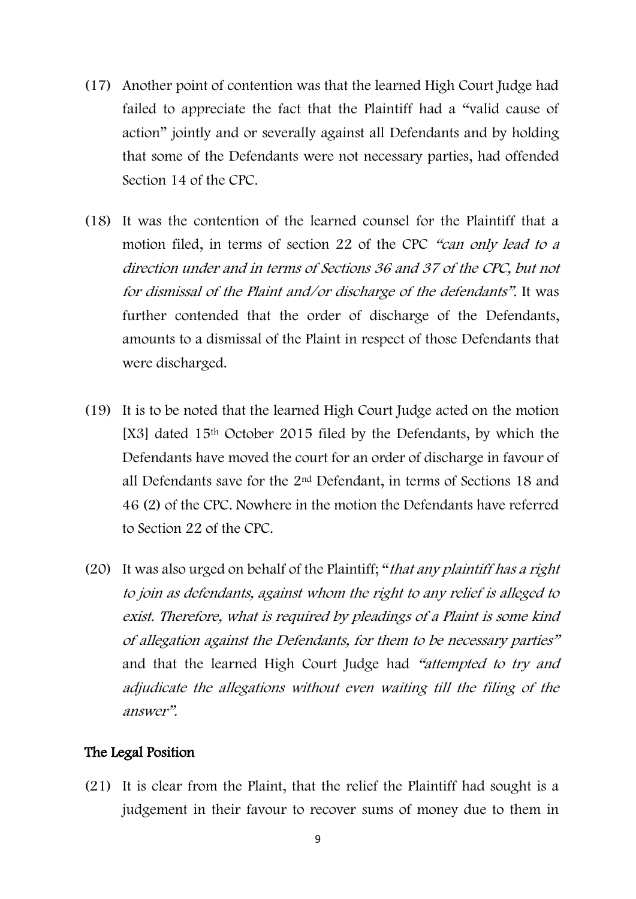(17) Another point of contention was that the learned High Court Judge had failed to appreciate the fact that the Plaintiff had a "valid cause of action" jointly and or severally against all Defendants and by holding that some of the Defendants were not necessary parties, had offended Section 14 of the CPC.

(18) It was the contention of the learned counsel for the Plaintiff that a motion filed, in terms of section 22 of the CPC *"can only lead to a direction under and in terms of Sections 36 and 37 of the CPC, but not for dismissal of the Plaint and/or discharge of the defendants".* It was further contended that the order of discharge of the Defendants, amounts to a dismissal of the Plaint in respect of those Defendants that were discharged.

(19) It is to be noted that the learned High Court Judge acted on the motion [X3] dated 15th October 2015 filed by the Defendants, by which the Defendants have moved the court for an order of discharge in favour of all Defendants save for the 2nd Defendant, in terms of Sections 18 and 46 (2) of the CPC. Nowhere in the motion the Defendants have referred to Section 22 of the CPC.

(20) It was also urged on behalf of the Plaintiff; "*that any plaintiff has a right to join as defendants, against whom the right to any relief is alleged to exist. Therefore, what is required by pleadings of a Plaint is some kind of allegation against the Defendants, for them to be necessary parties"* and that the learned High Court Judge had *"attempted to try and adjudicate the allegations without even waiting till the filing of the answer".*

## The Legal Position

(21) It is clear from the Plaint, that the relief the Plaintiff had sought is a judgement in their favour to recover sums of money due to them in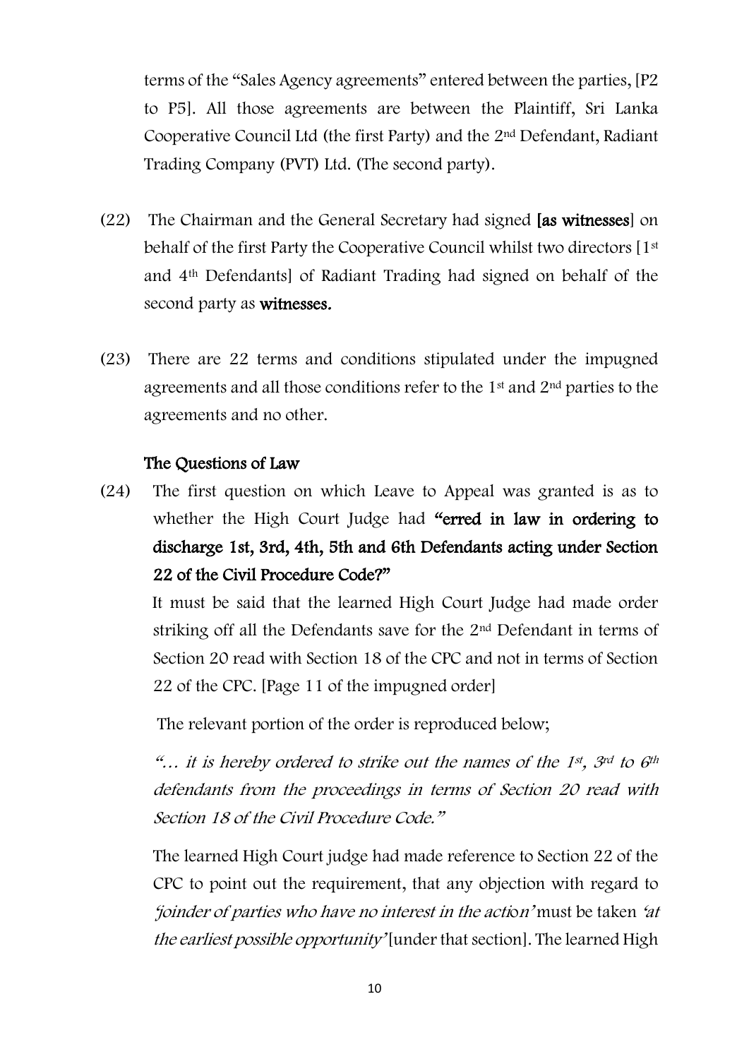terms of the "Sales Agency agreements" entered between the parties, [P2 to P5]. All those agreements are between the Plaintiff, Sri Lanka Cooperative Council Ltd (the first Party) and the 2nd Defendant, Radiant Trading Company (PVT) Ltd. (The second party).

(22) The Chairman and the General Secretary had signed **[as witnesses]** on behalf of the first Party the Cooperative Council whilst two directors [1st and 4th Defendants] of Radiant Trading had signed on behalf of the second party as **witnesses.**

(23) There are 22 terms and conditions stipulated under the impugned agreements and all those conditions refer to the 1st and 2nd parties to the agreements and no other.

**The Questions of Law**

(24) The first question on which Leave to Appeal was granted is as to whether the High Court Judge had **"erred in law in ordering to discharge 1st, 3rd, 4th, 5th and 6th Defendants acting under Section 22 of the Civil Procedure Code?"**

It must be said that the learned High Court Judge had made order striking off all the Defendants save for the 2nd Defendant in terms of Section 20 read with Section 18 of the CPC and not in terms of Section 22 of the CPC. [Page 11 of the impugned order]

The relevant portion of the order is reproduced below;

*"… it is hereby ordered to strike out the names of the 1st, 3rd to 6th defendants from the proceedings in terms of Section 20 read with Section 18 of the Civil Procedure Code."*

The learned High Court judge had made reference to Section 22 of the CPC to point out the requirement, that any objection with regard to *'joinder of parties who have no interest in the action'* must be taken *'at the earliest possible opportunity'* [under that section]. The learned High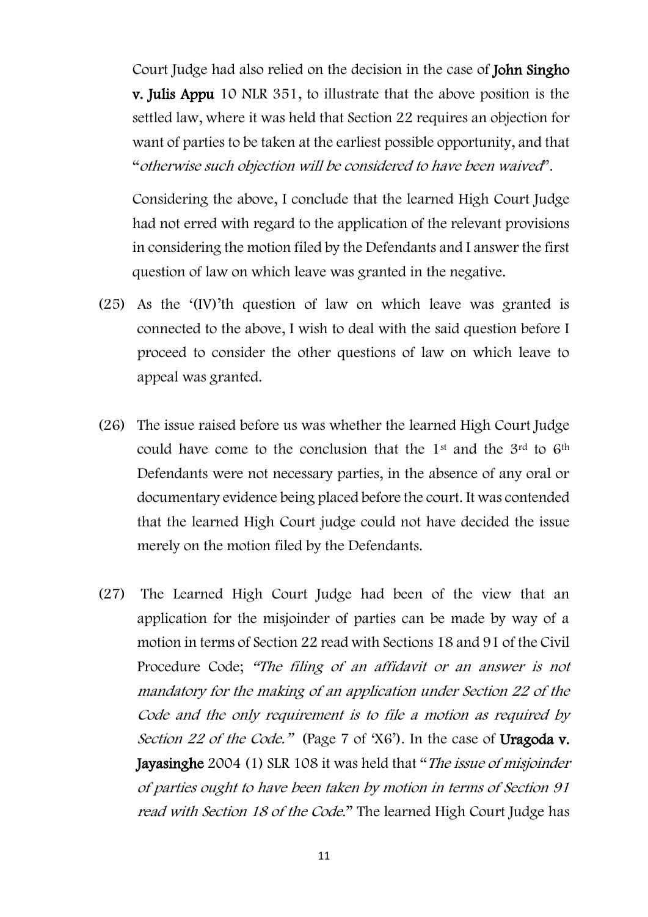Court Judge had also relied on the decision in the case of **John Singho v. Julis Appu** 10 NLR 351, to illustrate that the above position is the settled law, where it was held that Section 22 requires an objection for want of parties to be taken at the earliest possible opportunity, and that "*otherwise such objection will be considered to have been waived*".

Considering the above, I conclude that the learned High Court Judge had not erred with regard to the application of the relevant provisions in considering the motion filed by the Defendants and I answer the first question of law on which leave was granted in the negative.

(25) As the '(IV)'th question of law on which leave was granted is connected to the above, I wish to deal with the said question before I proceed to consider the other questions of law on which leave to appeal was granted.

(26) The issue raised before us was whether the learned High Court Judge could have come to the conclusion that the 1st and the 3rd to 6th Defendants were not necessary parties, in the absence of any oral or documentary evidence being placed before the court. It was contended that the learned High Court judge could not have decided the issue merely on the motion filed by the Defendants.

(27) The Learned High Court Judge had been of the view that an application for the misjoinder of parties can be made by way of a motion in terms of Section 22 read with Sections 18 and 91 of the Civil Procedure Code; *"The filing of an affidavit or an answer is not mandatory for the making of an application under Section 22 of the Code and the only requirement is to file a motion as required by Section 22 of the Code."* (Page 7 of 'X6'). In the case of **Uragoda v. Jayasinghe** 2004 (1) SLR 108 it was held that "*The issue of misjoinder of parties ought to have been taken by motion in terms of Section 91 read with Section 18 of the Code*." The learned High Court Judge has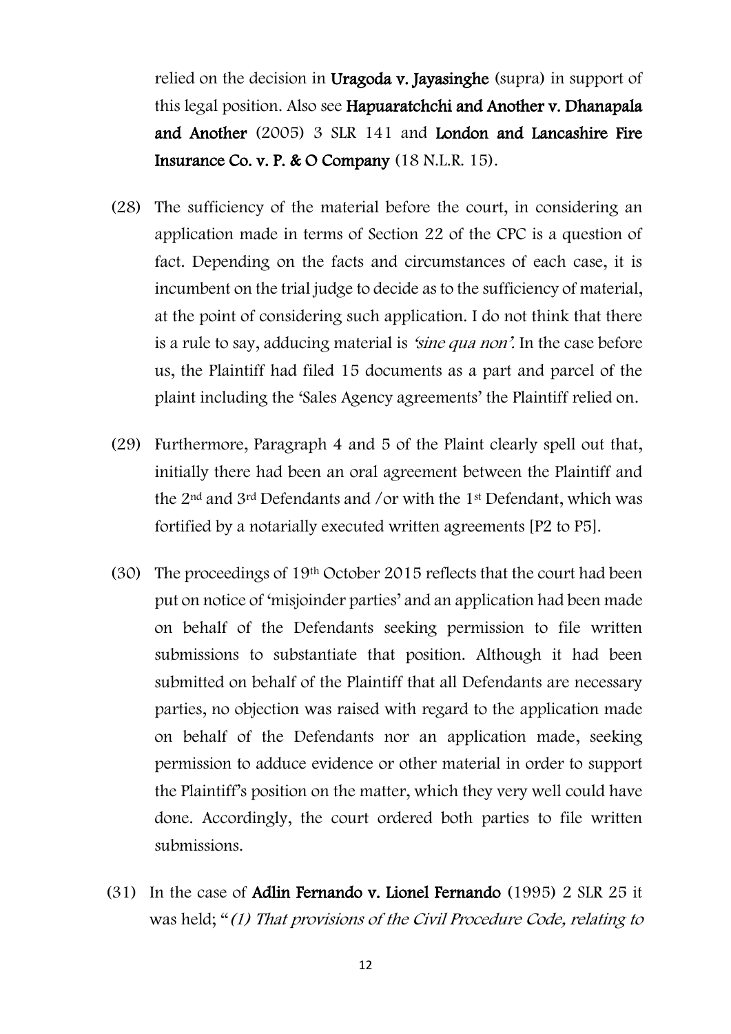relied on the decision in **Uragoda v. Jayasinghe** (supra) in support of this legal position. Also see **Hapuaratchchi and Another v. Dhanapala and Another** (2005) 3 SLR 141 and **London and Lancashire Fire Insurance Co. v. P. & O Company** (18 N.L.R. 15).

(28) The sufficiency of the material before the court, in considering an application made in terms of Section 22 of the CPC is a question of fact. Depending on the facts and circumstances of each case, it is incumbent on the trial judge to decide as to the sufficiency of material, at the point of considering such application. I do not think that there is a rule to say, adducing material is *'sine qua non'*. In the case before us, the Plaintiff had filed 15 documents as a part and parcel of the plaint including the 'Sales Agency agreements' the Plaintiff relied on.

(29) Furthermore, Paragraph 4 and 5 of the Plaint clearly spell out that, initially there had been an oral agreement between the Plaintiff and the 2nd and 3rd Defendants and /or with the 1st Defendant, which was fortified by a notarially executed written agreements [P2 to P5].

(30) The proceedings of 19th October 2015 reflects that the court had been put on notice of 'misjoinder parties' and an application had been made on behalf of the Defendants seeking permission to file written submissions to substantiate that position. Although it had been submitted on behalf of the Plaintiff that all Defendants are necessary parties, no objection was raised with regard to the application made on behalf of the Defendants nor an application made, seeking permission to adduce evidence or other material in order to support the Plaintiff's position on the matter, which they very well could have done. Accordingly, the court ordered both parties to file written submissions.

(31) In the case of **Adlin Fernando v. Lionel Fernando** (1995) 2 SLR 25 it was held; "*(1) That provisions of the Civil Procedure Code, relating to*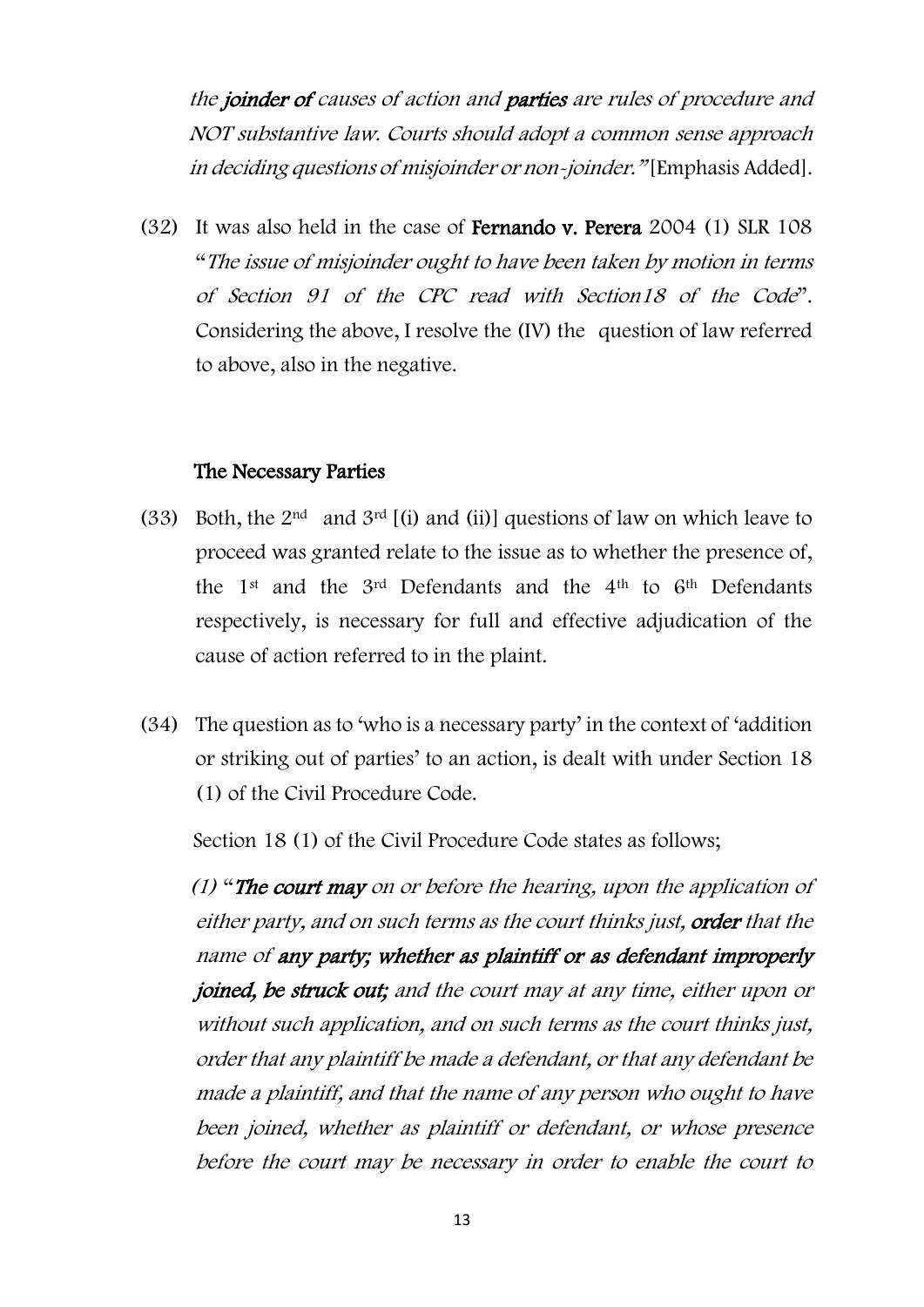*the **joinder of** causes of action and **parties** are rules of procedure and NOT substantive law. Courts should adopt a common sense approach in deciding questions of misjoinder or non-joinder."* [Emphasis Added].

(32) It was also held in the case of **Fernando v. Perera** 2004 (1) SLR 108 "*The issue of misjoinder ought to have been taken by motion in terms of Section 91 of the CPC read with Section18 of the Code*". Considering the above, I resolve the (IV) the question of law referred to above, also in the negative.

### The Necessary Parties

(33) Both, the 2nd and 3rd [(i) and (ii)] questions of law on which leave to proceed was granted relate to the issue as to whether the presence of, the 1st and the 3rd Defendants and the 4th to 6th Defendants respectively, is necessary for full and effective adjudication of the cause of action referred to in the plaint.

(34) The question as to 'who is a necessary party' in the context of 'addition or striking out of parties' to an action, is dealt with under Section 18 (1) of the Civil Procedure Code.

Section 18 (1) of the Civil Procedure Code states as follows;

*(1) "**The court may** on or before the hearing, upon the application of either party, and on such terms as the court thinks just, **order** that the name of **any party; whether as plaintiff or as defendant improperly joined, be struck out;** and the court may at any time, either upon or without such application, and on such terms as the court thinks just, order that any plaintiff be made a defendant, or that any defendant be made a plaintiff, and that the name of any person who ought to have been joined, whether as plaintiff or defendant, or whose presence before the court may be necessary in order to enable the court to*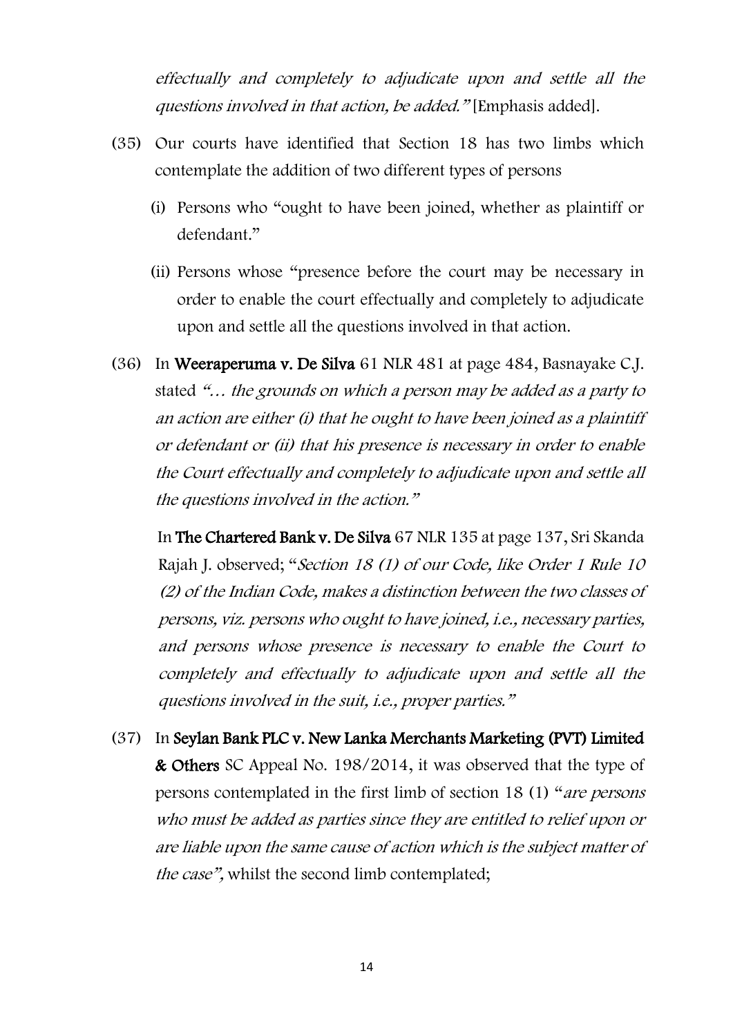*effectually and completely to adjudicate upon and settle all the questions involved in that action, be added."* [Emphasis added].

(35) Our courts have identified that Section 18 has two limbs which contemplate the addition of two different types of persons

(i) Persons who "ought to have been joined, whether as plaintiff or defendant."

(ii) Persons whose "presence before the court may be necessary in order to enable the court effectually and completely to adjudicate upon and settle all the questions involved in that action.

(36) In **Weeraperuma v. De Silva** 61 NLR 481 at page 484, Basnayake C.J. stated *"… the grounds on which a person may be added as a party to an action are either (i) that he ought to have been joined as a plaintiff or defendant or (ii) that his presence is necessary in order to enable the Court effectually and completely to adjudicate upon and settle all the questions involved in the action."*

In **The Chartered Bank v. De Silva** 67 NLR 135 at page 137, Sri Skanda Rajah J. observed; "*Section 18 (1) of our Code, like Order 1 Rule 10 (2) of the Indian Code, makes a distinction between the two classes of persons, viz. persons who ought to have joined, i.e., necessary parties, and persons whose presence is necessary to enable the Court to completely and effectually to adjudicate upon and settle all the questions involved in the suit, i.e., proper parties."*

(37) In **Seylan Bank PLC v. New Lanka Merchants Marketing (PVT) Limited & Others** SC Appeal No. 198/2014, it was observed that the type of persons contemplated in the first limb of section 18 (1) "*are persons who must be added as parties since they are entitled to relief upon or are liable upon the same cause of action which is the subject matter of the case",* whilst the second limb contemplated;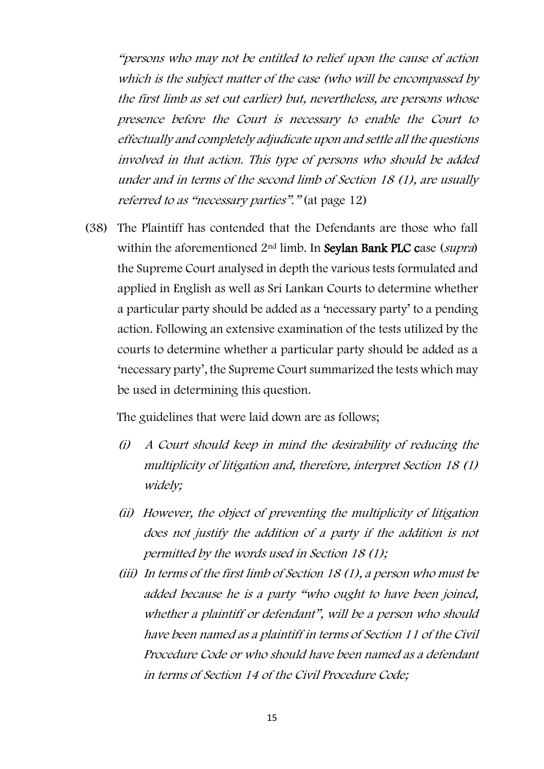*"persons who may not be entitled to relief upon the cause of action which is the subject matter of the case (who will be encompassed by the first limb as set out earlier) but, nevertheless, are persons whose presence before the Court is necessary to enable the Court to effectually and completely adjudicate upon and settle all the questions involved in that action. This type of persons who should be added under and in terms of the second limb of Section 18 (1), are usually referred to as "necessary parties"."* (at page 12)

(38) The Plaintiff has contended that the Defendants are those who fall within the aforementioned 2nd limb. In **Seylan Bank PLC c**ase (*supra*) the Supreme Court analysed in depth the various tests formulated and applied in English as well as Sri Lankan Courts to determine whether a particular party should be added as a 'necessary party' to a pending action. Following an extensive examination of the tests utilized by the courts to determine whether a particular party should be added as a 'necessary party', the Supreme Court summarized the tests which may be used in determining this question.

The guidelines that were laid down are as follows;

*(i) A Court should keep in mind the desirability of reducing the multiplicity of litigation and, therefore, interpret Section 18 (1) widely;*

*(ii) However, the object of preventing the multiplicity of litigation does not justify the addition of a party if the addition is not permitted by the words used in Section 18 (1);*

*(iii) In terms of the first limb of Section 18 (1), a person who must be added because he is a party "who ought to have been joined, whether a plaintiff or defendant", will be a person who should have been named as a plaintiff in terms of Section 11 of the Civil Procedure Code or who should have been named as a defendant in terms of Section 14 of the Civil Procedure Code;*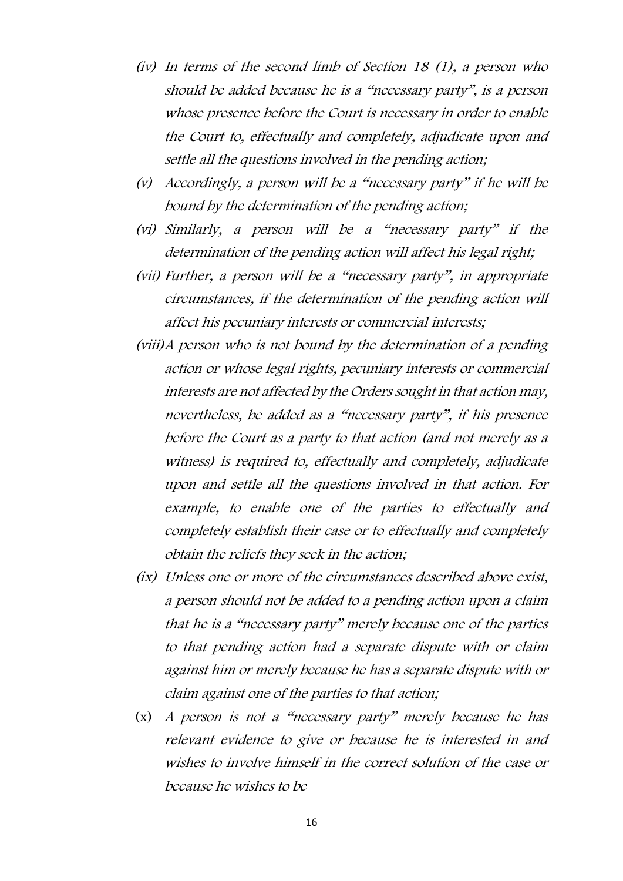- *(iv) In terms of the second limb of Section 18 (1), a person who should be added because he is a "necessary party", is a person whose presence before the Court is necessary in order to enable the Court to, effectually and completely, adjudicate upon and settle all the questions involved in the pending action;*
- *(v) Accordingly, a person will be a "necessary party" if he will be bound by the determination of the pending action;*
- *(vi) Similarly, a person will be a "necessary party" if the determination of the pending action will affect his legal right;*
- *(vii) Further, a person will be a "necessary party", in appropriate circumstances, if the determination of the pending action will affect his pecuniary interests or commercial interests;*
- *(viii) A person who is not bound by the determination of a pending action or whose legal rights, pecuniary interests or commercial interests are not affected by the Orders sought in that action may, nevertheless, be added as a "necessary party", if his presence before the Court as a party to that action (and not merely as a witness) is required to, effectually and completely, adjudicate upon and settle all the questions involved in that action. For example, to enable one of the parties to effectually and completely establish their case or to effectually and completely obtain the reliefs they seek in the action;*
- *(ix) Unless one or more of the circumstances described above exist, a person should not be added to a pending action upon a claim that he is a "necessary party" merely because one of the parties to that pending action had a separate dispute with or claim against him or merely because he has a separate dispute with or claim against one of the parties to that action;*
- (x) *A person is not a "necessary party" merely because he has relevant evidence to give or because he is interested in and wishes to involve himself in the correct solution of the case or because he wishes to be*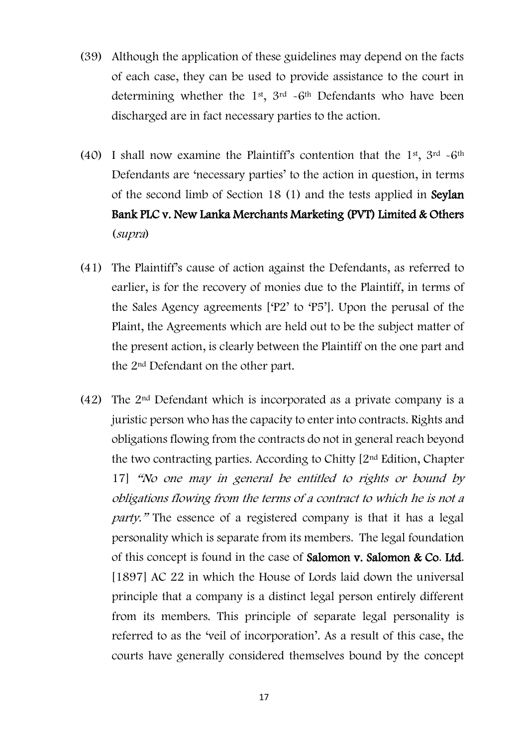(39) Although the application of these guidelines may depend on the facts of each case, they can be used to provide assistance to the court in determining whether the 1st, 3rd -6th Defendants who have been discharged are in fact necessary parties to the action.

(40) I shall now examine the Plaintiff's contention that the 1st, 3rd -6th Defendants are 'necessary parties' to the action in question, in terms of the second limb of Section 18 (1) and the tests applied in **Seylan Bank PLC v. New Lanka Merchants Marketing (PVT) Limited & Others** (*supra*)

(41) The Plaintiff's cause of action against the Defendants, as referred to earlier, is for the recovery of monies due to the Plaintiff, in terms of the Sales Agency agreements ['P2' to 'P5']. Upon the perusal of the Plaint, the Agreements which are held out to be the subject matter of the present action, is clearly between the Plaintiff on the one part and the 2nd Defendant on the other part.

(42) The 2nd Defendant which is incorporated as a private company is a juristic person who has the capacity to enter into contracts. Rights and obligations flowing from the contracts do not in general reach beyond the two contracting parties. According to Chitty [2nd Edition, Chapter 17] *"No one may in general be entitled to rights or bound by obligations flowing from the terms of a contract to which he is not a party."* The essence of a registered company is that it has a legal personality which is separate from its members. The legal foundation of this concept is found in the case of **Salomon v. Salomon & Co. Ltd**. [1897] AC 22 in which the House of Lords laid down the universal principle that a company is a distinct legal person entirely different from its members. This principle of separate legal personality is referred to as the 'veil of incorporation'. As a result of this case, the courts have generally considered themselves bound by the concept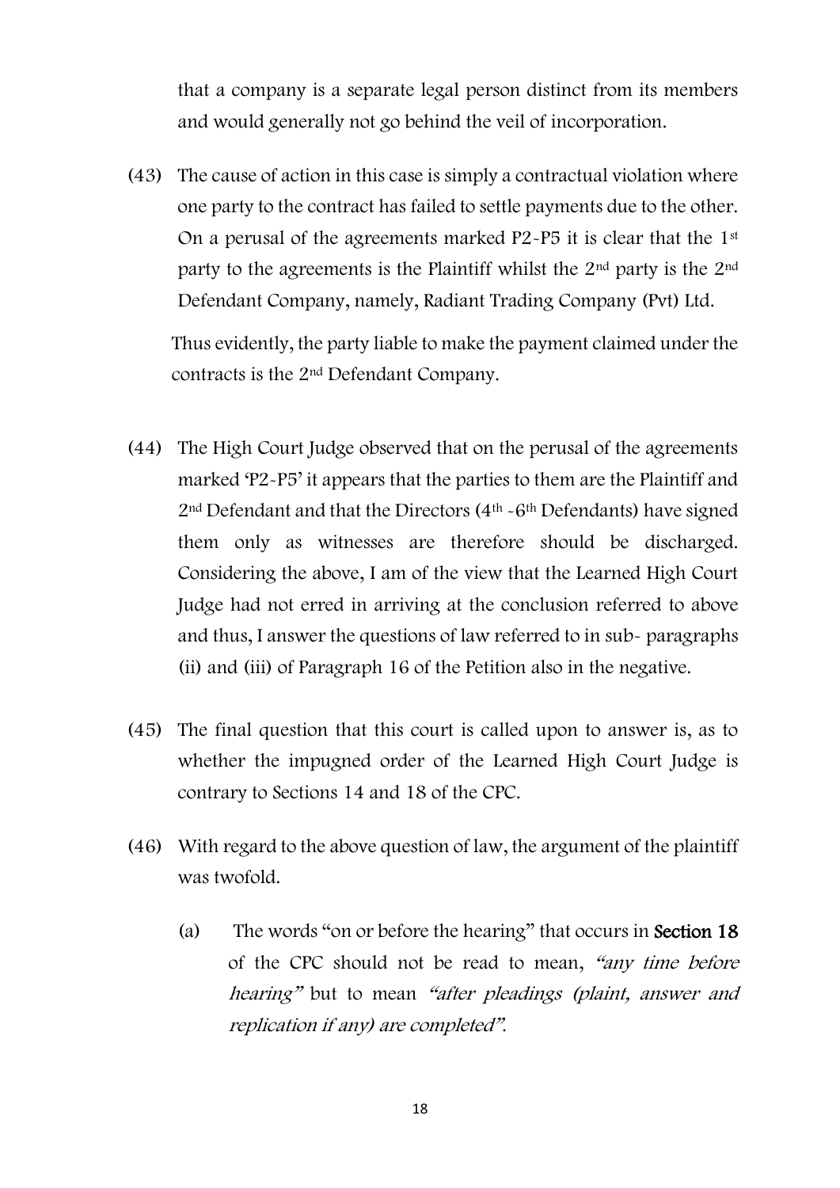that a company is a separate legal person distinct from its members and would generally not go behind the veil of incorporation.

(43) The cause of action in this case is simply a contractual violation where one party to the contract has failed to settle payments due to the other. On a perusal of the agreements marked P2-P5 it is clear that the 1st party to the agreements is the Plaintiff whilst the 2nd party is the 2nd Defendant Company, namely, Radiant Trading Company (Pvt) Ltd.

Thus evidently, the party liable to make the payment claimed under the contracts is the 2nd Defendant Company.

(44) The High Court Judge observed that on the perusal of the agreements marked 'P2-P5' it appears that the parties to them are the Plaintiff and 2nd Defendant and that the Directors (4th -6th Defendants) have signed them only as witnesses are therefore should be discharged. Considering the above, I am of the view that the Learned High Court Judge had not erred in arriving at the conclusion referred to above and thus, I answer the questions of law referred to in sub- paragraphs (ii) and (iii) of Paragraph 16 of the Petition also in the negative.

(45) The final question that this court is called upon to answer is, as to whether the impugned order of the Learned High Court Judge is contrary to Sections 14 and 18 of the CPC.

(46) With regard to the above question of law, the argument of the plaintiff was twofold.

(a) The words "on or before the hearing" that occurs in **Section 18** of the CPC should not be read to mean, *"any time before hearing"* but to mean *"after pleadings (plaint, answer and replication if any) are completed"*.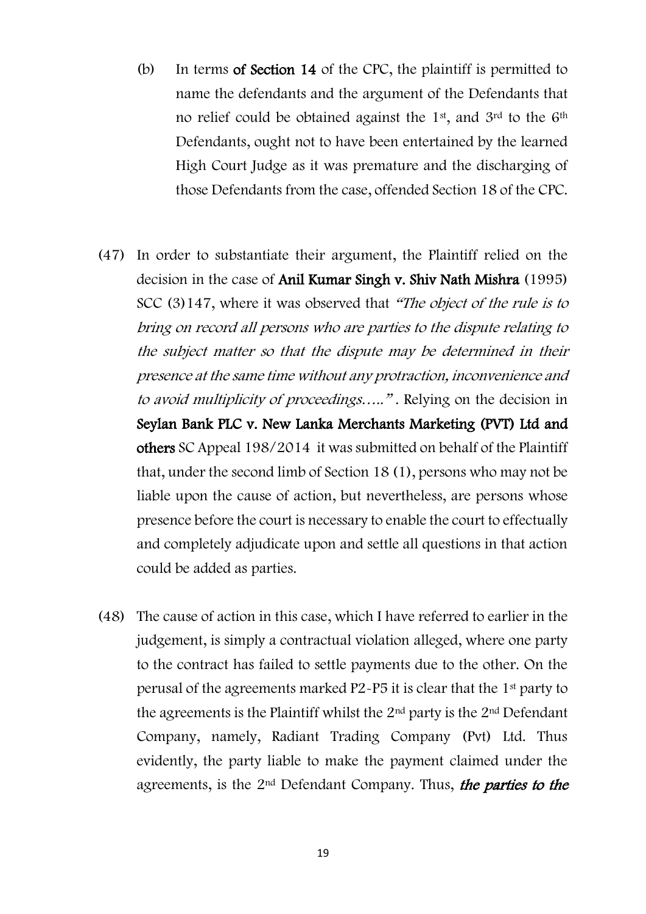(b) In terms **of Section 14** of the CPC, the plaintiff is permitted to name the defendants and the argument of the Defendants that no relief could be obtained against the 1st, and 3rd to the 6th Defendants, ought not to have been entertained by the learned High Court Judge as it was premature and the discharging of those Defendants from the case, offended Section 18 of the CPC.

(47) In order to substantiate their argument, the Plaintiff relied on the decision in the case of **Anil Kumar Singh v. Shiv Nath Mishra** (1995) SCC (3)147, where it was observed that *"The object of the rule is to bring on record all persons who are parties to the dispute relating to the subject matter so that the dispute may be determined in their presence at the same time without any protraction, inconvenience and to avoid multiplicity of proceedings….."* . Relying on the decision in **Seylan Bank PLC v. New Lanka Merchants Marketing (PVT) Ltd and others** SC Appeal 198/2014 it was submitted on behalf of the Plaintiff that, under the second limb of Section 18 (1), persons who may not be liable upon the cause of action, but nevertheless, are persons whose presence before the court is necessary to enable the court to effectually and completely adjudicate upon and settle all questions in that action could be added as parties.

(48) The cause of action in this case, which I have referred to earlier in the judgement, is simply a contractual violation alleged, where one party to the contract has failed to settle payments due to the other. On the perusal of the agreements marked P2-P5 it is clear that the 1st party to the agreements is the Plaintiff whilst the 2nd party is the 2nd Defendant Company, namely, Radiant Trading Company (Pvt) Ltd. Thus evidently, the party liable to make the payment claimed under the agreements, is the 2nd Defendant Company. Thus, ***the parties to the***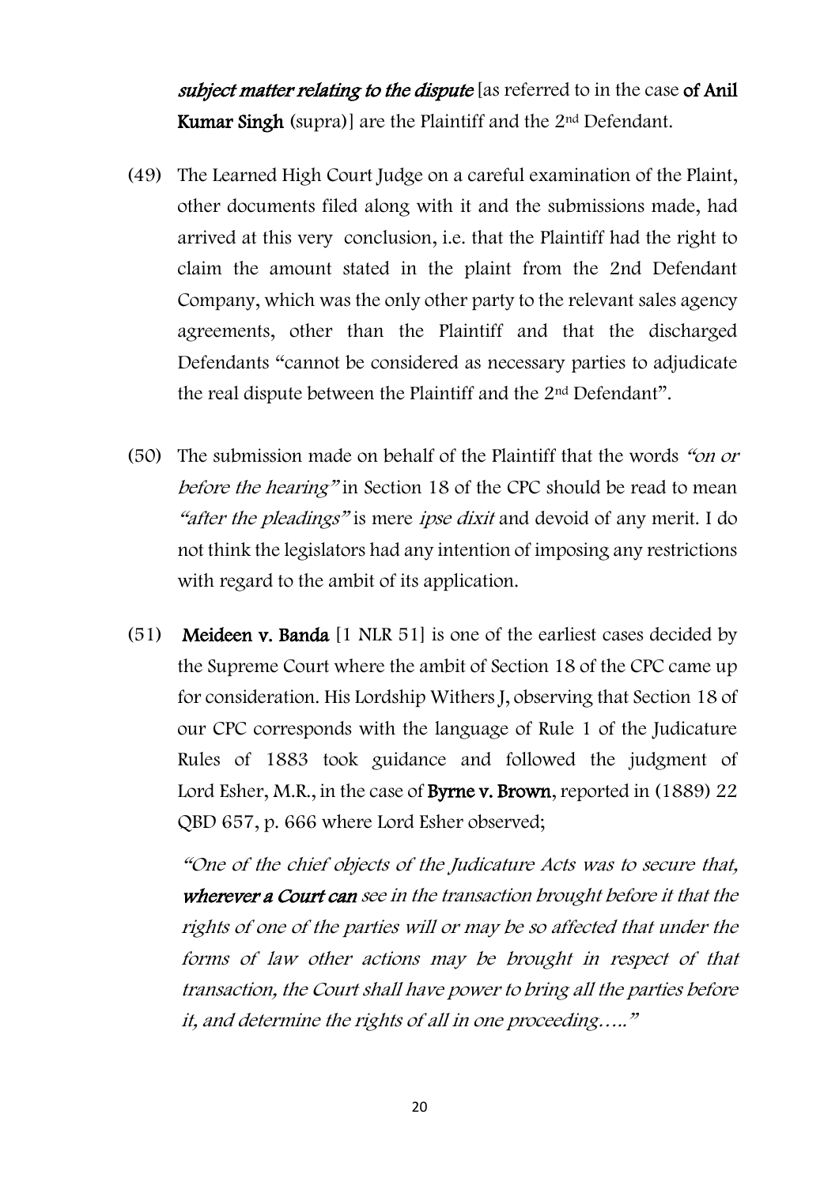*subject matter relating to the dispute* [as referred to in the case of **Anil Kumar Singh** (supra)] are the Plaintiff and the 2nd Defendant.

(49) The Learned High Court Judge on a careful examination of the Plaint, other documents filed along with it and the submissions made, had arrived at this very conclusion, i.e. that the Plaintiff had the right to claim the amount stated in the plaint from the 2nd Defendant Company, which was the only other party to the relevant sales agency agreements, other than the Plaintiff and that the discharged Defendants "cannot be considered as necessary parties to adjudicate the real dispute between the Plaintiff and the 2nd Defendant".

(50) The submission made on behalf of the Plaintiff that the words *"on or before the hearing"* in Section 18 of the CPC should be read to mean *"after the pleadings"* is mere *ipse dixit* and devoid of any merit. I do not think the legislators had any intention of imposing any restrictions with regard to the ambit of its application.

(51) **Meideen v. Banda** [1 NLR 51] is one of the earliest cases decided by the Supreme Court where the ambit of Section 18 of the CPC came up for consideration. His Lordship Withers J, observing that Section 18 of our CPC corresponds with the language of Rule 1 of the Judicature Rules of 1883 took guidance and followed the judgment of Lord Esher, M.R., in the case of **Byrne v. Brown**, reported in (1889) 22 QBD 657, p. 666 where Lord Esher observed;

> *"One of the chief objects of the Judicature Acts was to secure that, **wherever a Court can** see in the transaction brought before it that the rights of one of the parties will or may be so affected that under the forms of law other actions may be brought in respect of that transaction, the Court shall have power to bring all the parties before it, and determine the rights of all in one proceeding….."*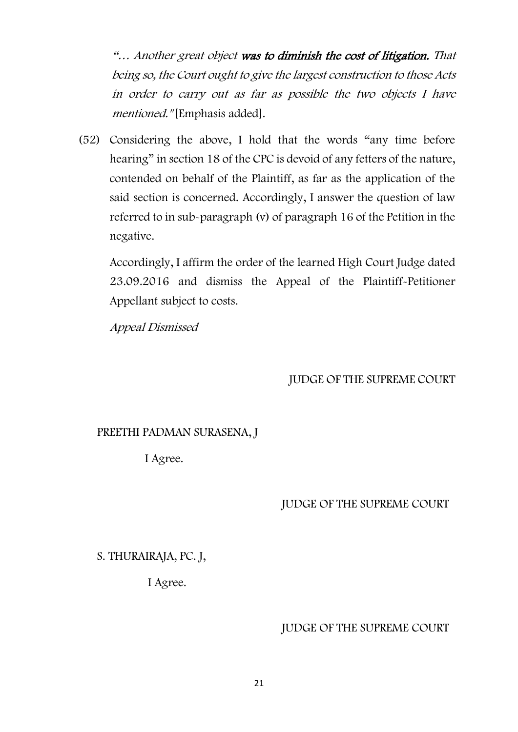*"… Another great object* ***was to diminish the cost of litigation.*** *That being so, the Court ought to give the largest construction to those Acts in order to carry out as far as possible the two objects I have mentioned."* [Emphasis added].

(52) Considering the above, I hold that the words "any time before hearing" in section 18 of the CPC is devoid of any fetters of the nature, contended on behalf of the Plaintiff, as far as the application of the said section is concerned. Accordingly, I answer the question of law referred to in sub-paragraph (v) of paragraph 16 of the Petition in the negative.

Accordingly, I affirm the order of the learned High Court Judge dated 23.09.2016 and dismiss the Appeal of the Plaintiff-Petitioner Appellant subject to costs.

*Appeal Dismissed*

JUDGE OF THE SUPREME COURT

PREETHI PADMAN SURASENA, J

I Agree.

JUDGE OF THE SUPREME COURT

S. THURAIRAJA, PC. J,

I Agree.

JUDGE OF THE SUPREME COURT